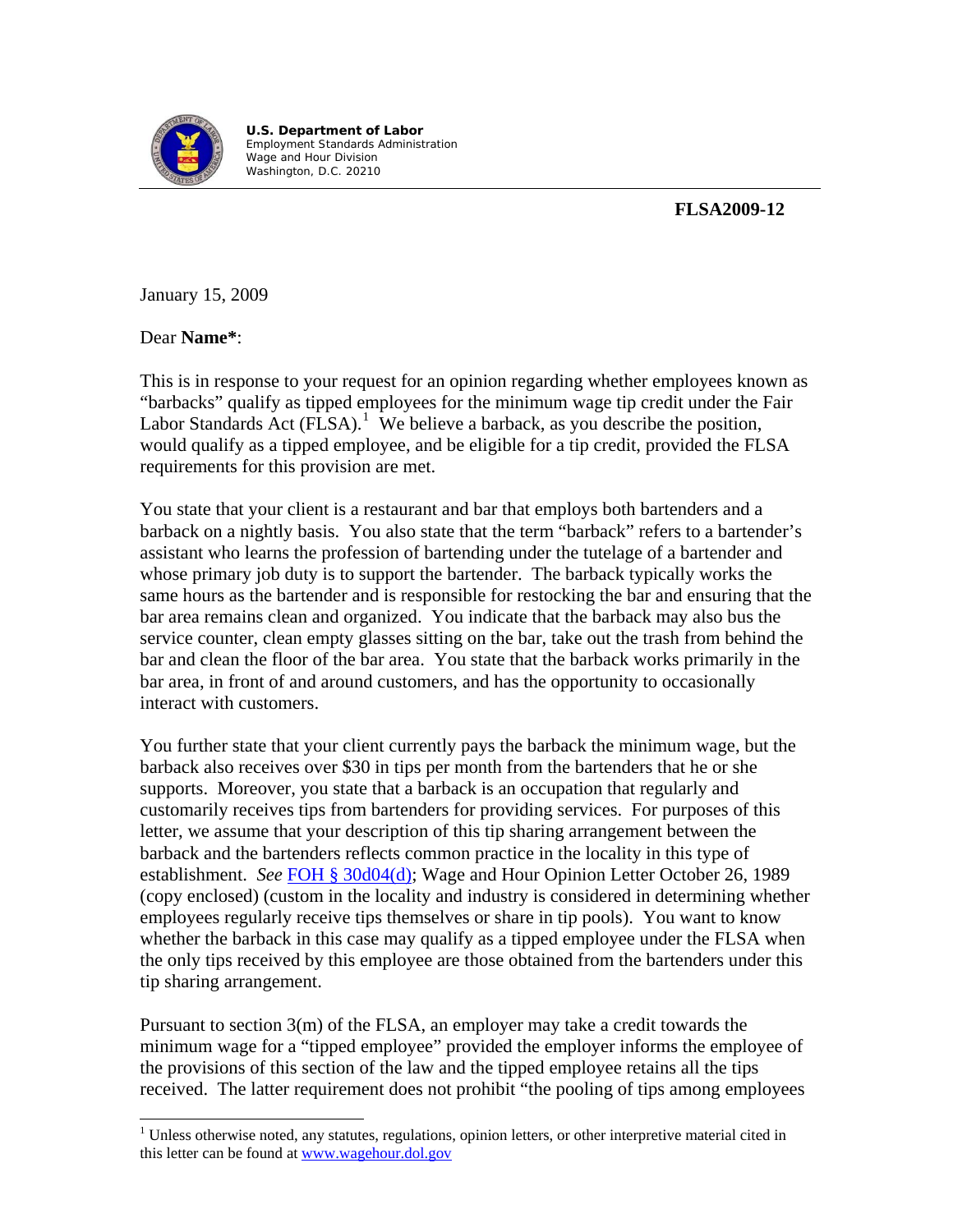U.S. Department of Labor
Employment Standards Administration
Wage and Hour Division
Washington, D.C. 20210

**FLSA2009-12**

January 15, 2009

Dear **Name***:

This is in response to your request for an opinion regarding whether employees known as "barbacks" qualify as tipped employees for the minimum wage tip credit under the Fair Labor Standards Act (FLSA).[1] We believe a barback, as you describe the position, would qualify as a tipped employee, and be eligible for a tip credit, provided the FLSA requirements for this provision are met.

You state that your client is a restaurant and bar that employs both bartenders and a barback on a nightly basis. You also state that the term "barback" refers to a bartender's assistant who learns the profession of bartending under the tutelage of a bartender and whose primary job duty is to support the bartender. The barback typically works the same hours as the bartender and is responsible for restocking the bar and ensuring that the bar area remains clean and organized. You indicate that the barback may also bus the service counter, clean empty glasses sitting on the bar, take out the trash from behind the bar and clean the floor of the bar area. You state that the barback works primarily in the bar area, in front of and around customers, and has the opportunity to occasionally interact with customers.

You further state that your client currently pays the barback the minimum wage, but the barback also receives over $30 in tips per month from the bartenders that he or she supports. Moreover, you state that a barback is an occupation that regularly and customarily receives tips from bartenders for providing services. For purposes of this letter, we assume that your description of this tip sharing arrangement between the barback and the bartenders reflects common practice in the locality in this type of establishment. *See* FOH § 30d04(d); Wage and Hour Opinion Letter October 26, 1989 (copy enclosed) (custom in the locality and industry is considered in determining whether employees regularly receive tips themselves or share in tip pools). You want to know whether the barback in this case may qualify as a tipped employee under the FLSA when the only tips received by this employee are those obtained from the bartenders under this tip sharing arrangement.

Pursuant to section 3(m) of the FLSA, an employer may take a credit towards the minimum wage for a "tipped employee" provided the employer informs the employee of the provisions of this section of the law and the tipped employee retains all the tips received. The latter requirement does not prohibit "the pooling of tips among employees

---

[1] Unless otherwise noted, any statutes, regulations, opinion letters, or other interpretive material cited in this letter can be found at www.wagehour.dol.gov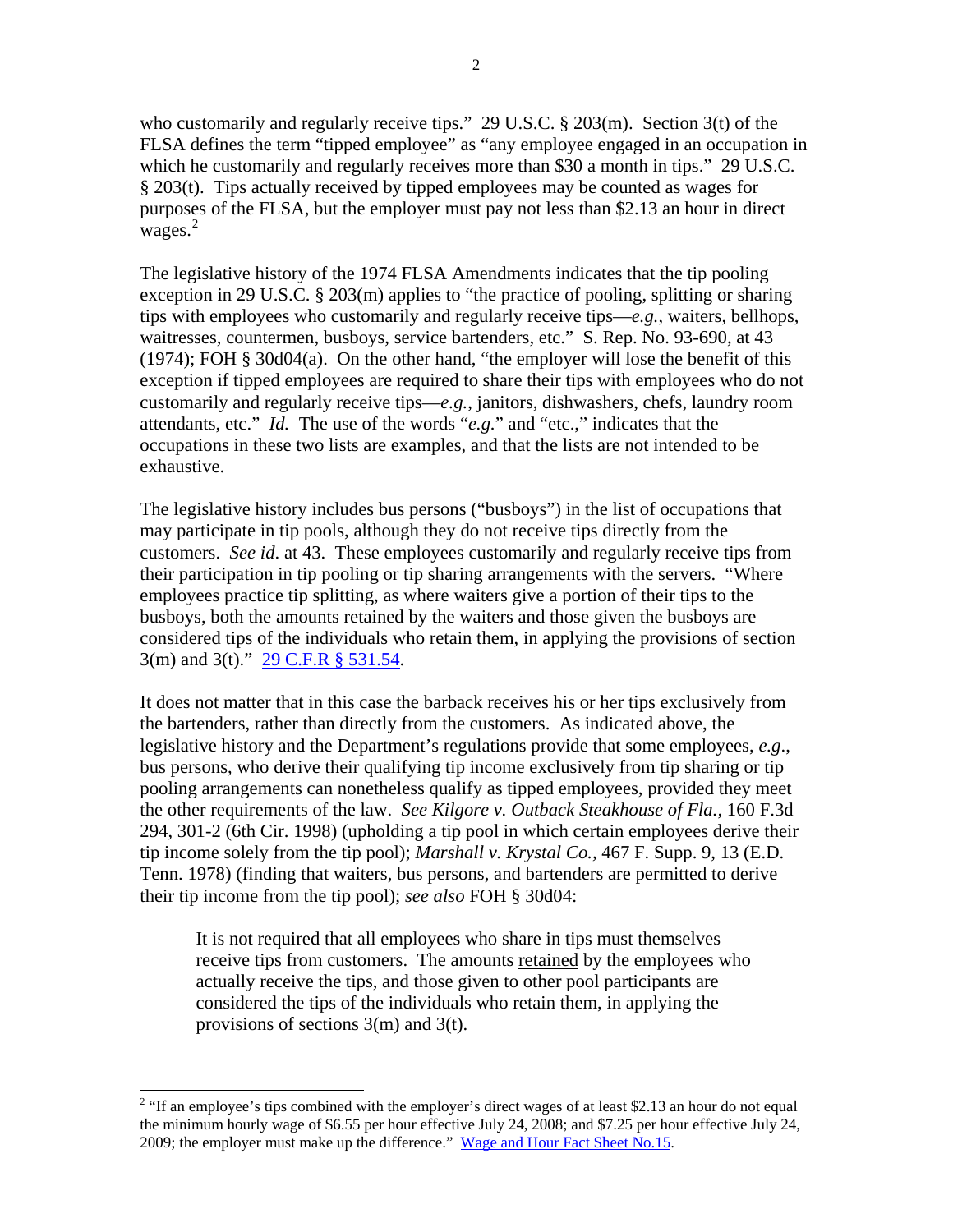who customarily and regularly receive tips." 29 U.S.C. § 203(m). Section 3(t) of the FLSA defines the term "tipped employee" as "any employee engaged in an occupation in which he customarily and regularly receives more than $30 a month in tips." 29 U.S.C. § 203(t). Tips actually received by tipped employees may be counted as wages for purposes of the FLSA, but the employer must pay not less than $2.13 an hour in direct wages.[2]

The legislative history of the 1974 FLSA Amendments indicates that the tip pooling exception in 29 U.S.C. § 203(m) applies to "the practice of pooling, splitting or sharing tips with employees who customarily and regularly receive tips—*e.g.*, waiters, bellhops, waitresses, countermen, busboys, service bartenders, etc." S. Rep. No. 93-690, at 43 (1974); FOH § 30d04(a). On the other hand, "the employer will lose the benefit of this exception if tipped employees are required to share their tips with employees who do not customarily and regularly receive tips—*e.g.*, janitors, dishwashers, chefs, laundry room attendants, etc." *Id.* The use of the words "*e.g.*" and "etc.," indicates that the occupations in these two lists are examples, and that the lists are not intended to be exhaustive.

The legislative history includes bus persons ("busboys") in the list of occupations that may participate in tip pools, although they do not receive tips directly from the customers. *See id*. at 43. These employees customarily and regularly receive tips from their participation in tip pooling or tip sharing arrangements with the servers. "Where employees practice tip splitting, as where waiters give a portion of their tips to the busboys, both the amounts retained by the waiters and those given the busboys are considered tips of the individuals who retain them, in applying the provisions of section 3(m) and 3(t)." 29 C.F.R § 531.54.

It does not matter that in this case the barback receives his or her tips exclusively from the bartenders, rather than directly from the customers. As indicated above, the legislative history and the Department's regulations provide that some employees, *e.g*., bus persons, who derive their qualifying tip income exclusively from tip sharing or tip pooling arrangements can nonetheless qualify as tipped employees, provided they meet the other requirements of the law. *See Kilgore v. Outback Steakhouse of Fla.*, 160 F.3d 294, 301-2 (6th Cir. 1998) (upholding a tip pool in which certain employees derive their tip income solely from the tip pool); *Marshall v. Krystal Co.*, 467 F. Supp. 9, 13 (E.D. Tenn. 1978) (finding that waiters, bus persons, and bartenders are permitted to derive their tip income from the tip pool); *see also* FOH § 30d04:

> It is not required that all employees who share in tips must themselves receive tips from customers. The amounts <u>retained</u> by the employees who actually receive the tips, and those given to other pool participants are considered the tips of the individuals who retain them, in applying the provisions of sections 3(m) and 3(t).

---

[2] "If an employee's tips combined with the employer's direct wages of at least $2.13 an hour do not equal the minimum hourly wage of $6.55 per hour effective July 24, 2008; and $7.25 per hour effective July 24, 2009; the employer must make up the difference." Wage and Hour Fact Sheet No.15.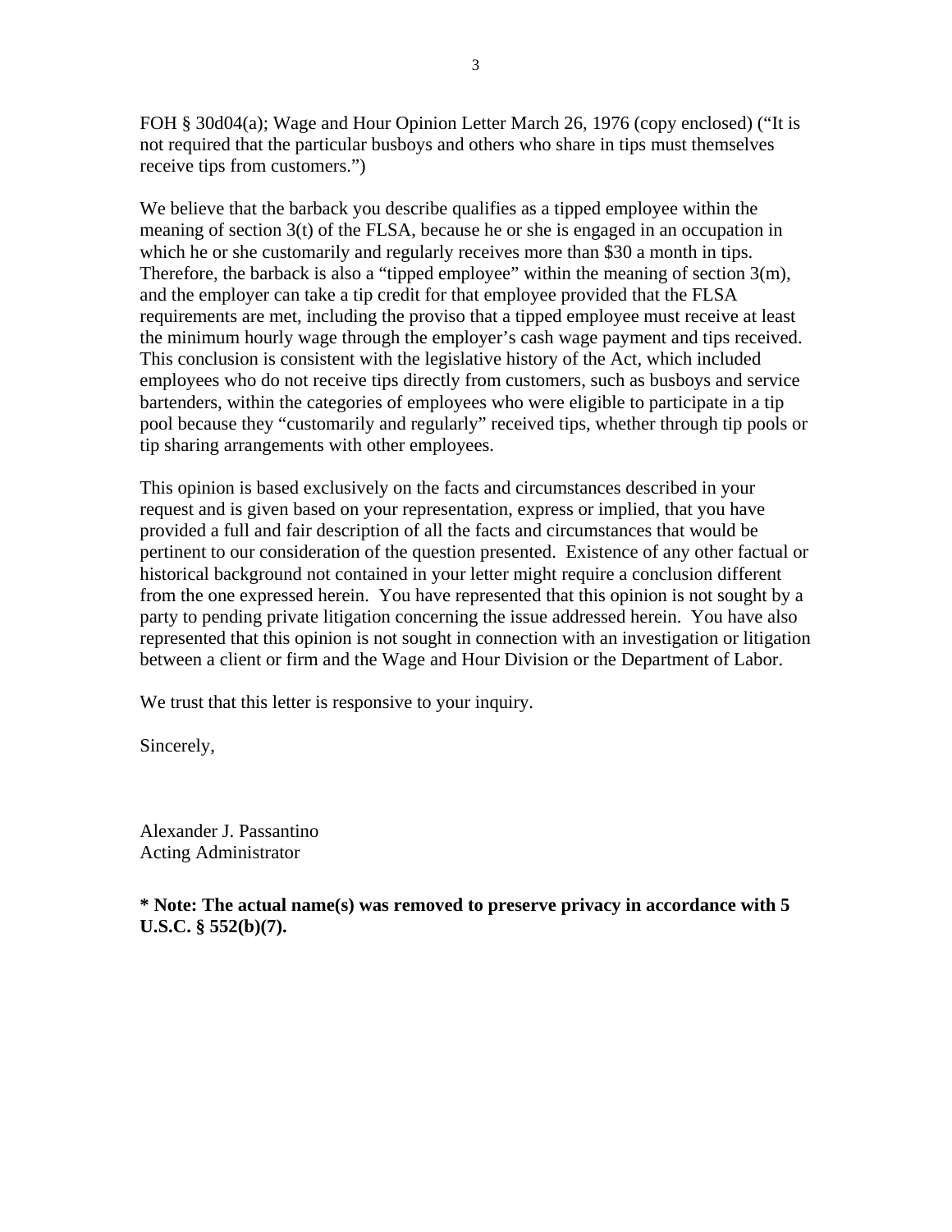FOH § 30d04(a); Wage and Hour Opinion Letter March 26, 1976 (copy enclosed) ("It is not required that the particular busboys and others who share in tips must themselves receive tips from customers.")

We believe that the barback you describe qualifies as a tipped employee within the meaning of section 3(t) of the FLSA, because he or she is engaged in an occupation in which he or she customarily and regularly receives more than $30 a month in tips. Therefore, the barback is also a "tipped employee" within the meaning of section 3(m), and the employer can take a tip credit for that employee provided that the FLSA requirements are met, including the proviso that a tipped employee must receive at least the minimum hourly wage through the employer's cash wage payment and tips received. This conclusion is consistent with the legislative history of the Act, which included employees who do not receive tips directly from customers, such as busboys and service bartenders, within the categories of employees who were eligible to participate in a tip pool because they "customarily and regularly" received tips, whether through tip pools or tip sharing arrangements with other employees.

This opinion is based exclusively on the facts and circumstances described in your request and is given based on your representation, express or implied, that you have provided a full and fair description of all the facts and circumstances that would be pertinent to our consideration of the question presented. Existence of any other factual or historical background not contained in your letter might require a conclusion different from the one expressed herein. You have represented that this opinion is not sought by a party to pending private litigation concerning the issue addressed herein. You have also represented that this opinion is not sought in connection with an investigation or litigation between a client or firm and the Wage and Hour Division or the Department of Labor.

We trust that this letter is responsive to your inquiry.

Sincerely,

Alexander J. Passantino
Acting Administrator

**\* Note: The actual name(s) was removed to preserve privacy in accordance with 5 U.S.C. § 552(b)(7).**